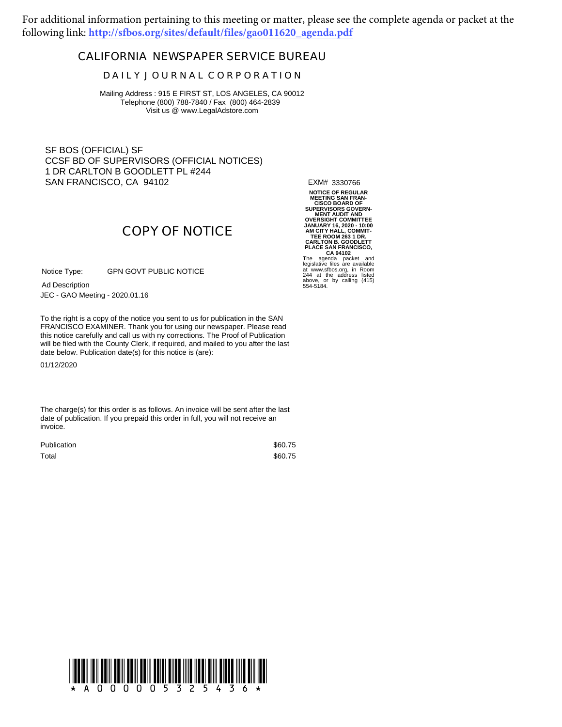For additional information pertaining to this meeting or matter, please see the complete agenda or packet at the following link: **http://sfbos.org/sites/default/files/gao011620_agenda.pdf**

# CALIFORNIA NEWSPAPER SERVICE BUREAU

## DAILY JOURNAL CORPORATION

Mailing Address : 915 E FIRST ST, LOS ANGELES, CA 90012
Telephone (800) 788-7840 / Fax (800) 464-2839
Visit us @ www.LegalAdstore.com

SF BOS (OFFICIAL) SF
CCSF BD OF SUPERVISORS (OFFICIAL NOTICES)
1 DR CARLTON B GOODLETT PL #244
SAN FRANCISCO, CA 94102

EXM# 3330766

## COPY OF NOTICE

Notice Type: GPN GOVT PUBLIC NOTICE

Ad Description
JEC - GAO Meeting - 2020.01.16

To the right is a copy of the notice you sent to us for publication in the SAN FRANCISCO EXAMINER. Thank you for using our newspaper. Please read this notice carefully and call us with ny corrections. The Proof of Publication will be filed with the County Clerk, if required, and mailed to you after the last date below. Publication date(s) for this notice is (are):

01/12/2020

The charge(s) for this order is as follows. An invoice will be sent after the last date of publication. If you prepaid this order in full, you will not receive an invoice.

| | |
|---|---|
| Publication | $60.75 |
| Total | $60.75 |

**NOTICE OF REGULAR MEETING SAN FRANCISCO BOARD OF SUPERVISORS GOVERNMENT AUDIT AND OVERSIGHT COMMITTEE JANUARY 16, 2020 - 10:00 AM CITY HALL, COMMITTEE ROOM 263 1 DR. CARLTON B. GOODLETT PLACE SAN FRANCISCO, CA 94102**

The agenda packet and legislative files are available at www.sfbos.org, in Room 244 at the address listed above, or by calling (415) 554-5184.

\* A 0 0 0 0 0 5 3 2 5 4 3 6 \*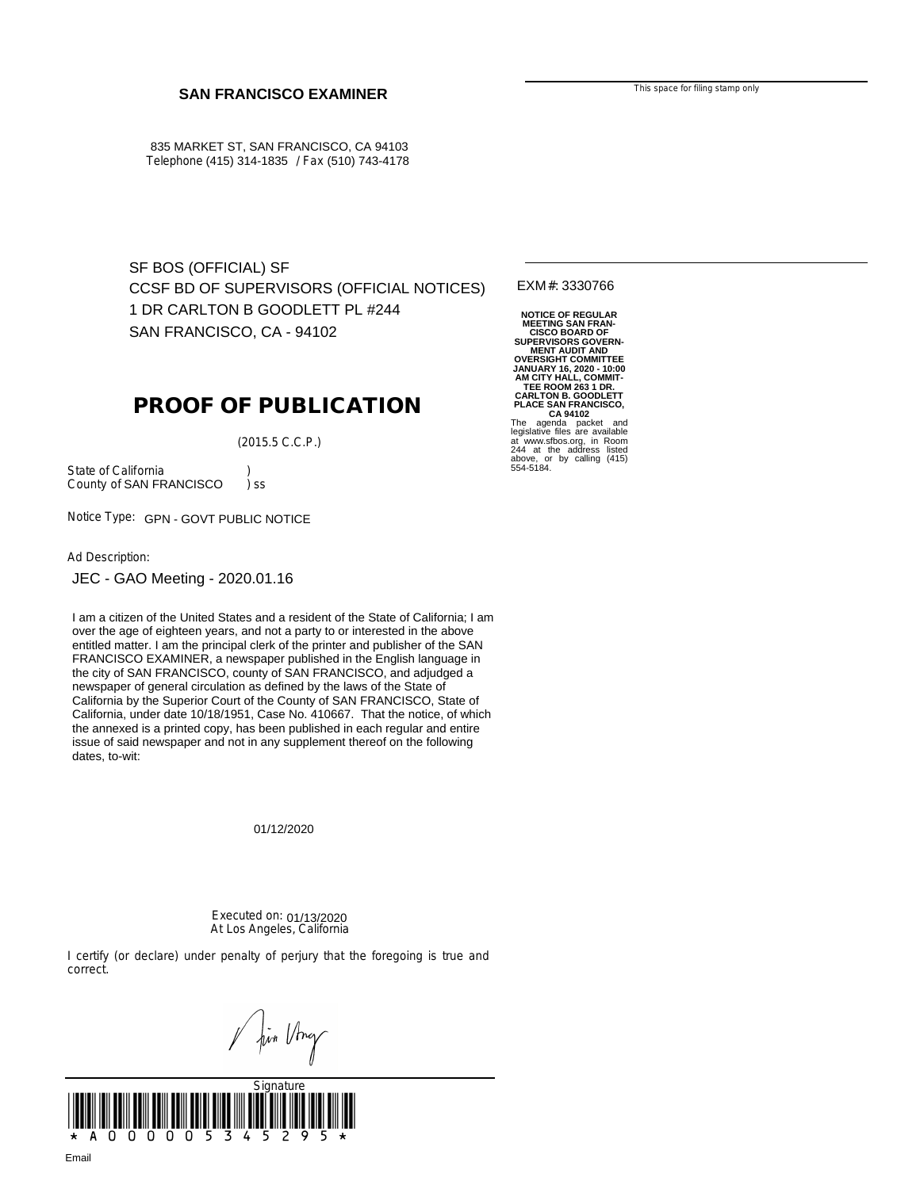**SAN FRANCISCO EXAMINER**

This space for filing stamp only

835 MARKET ST, SAN FRANCISCO, CA 94103
Telephone (415) 314-1835 / Fax (510) 743-4178

SF BOS (OFFICIAL) SF
CCSF BD OF SUPERVISORS (OFFICIAL NOTICES)
1 DR CARLTON B GOODLETT PL #244
SAN FRANCISCO, CA - 94102

EXM#: 3330766

**NOTICE OF REGULAR MEETING SAN FRANCISCO BOARD OF SUPERVISORS GOVERNMENT AUDIT AND OVERSIGHT COMMITTEE JANUARY 16, 2020 - 10:00 AM CITY HALL, COMMITTEE ROOM 263 1 DR. CARLTON B. GOODLETT PLACE SAN FRANCISCO, CA 94102**

The agenda packet and legislative files are available at www.sfbos.org, in Room 244 at the address listed above, or by calling (415) 554-5184.

# PROOF OF PUBLICATION

(2015.5 C.C.P.)

State of California )
County of SAN FRANCISCO ) ss

Notice Type: GPN - GOVT PUBLIC NOTICE

Ad Description:

JEC - GAO Meeting - 2020.01.16

I am a citizen of the United States and a resident of the State of California; I am over the age of eighteen years, and not a party to or interested in the above entitled matter. I am the principal clerk of the printer and publisher of the SAN FRANCISCO EXAMINER, a newspaper published in the English language in the city of SAN FRANCISCO, county of SAN FRANCISCO, and adjudged a newspaper of general circulation as defined by the laws of the State of California by the Superior Court of the County of SAN FRANCISCO, State of California, under date 10/18/1951, Case No. 410667. That the notice, of which the annexed is a printed copy, has been published in each regular and entire issue of said newspaper and not in any supplement thereof on the following dates, to-wit:

01/12/2020

Executed on: 01/13/2020
At Los Angeles, California

I certify (or declare) under penalty of perjury that the foregoing is true and correct.

Signature

\* A 0 0 0 0 0 5 3 4 5 2 9 5 \*

Email